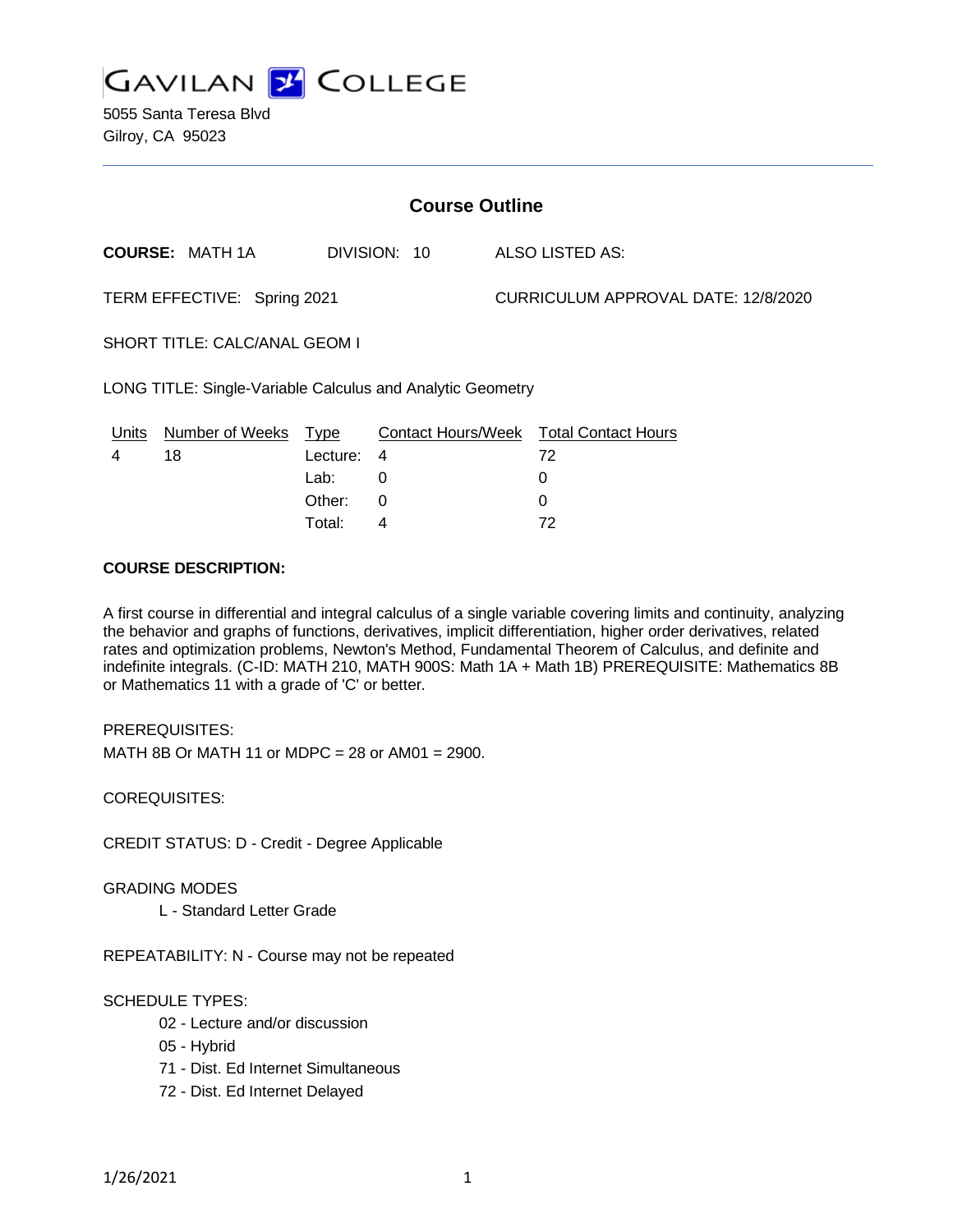GAVILAN COLLEGE

5055 Santa Teresa Blvd
Gilroy, CA 95023

## Course Outline

**COURSE:** MATH 1A DIVISION: 10 ALSO LISTED AS:

TERM EFFECTIVE: Spring 2021 CURRICULUM APPROVAL DATE: 12/8/2020

SHORT TITLE: CALC/ANAL GEOM I

LONG TITLE: Single-Variable Calculus and Analytic Geometry

| Units | Number of Weeks | Type | Contact Hours/Week | Total Contact Hours |
|---|---|---|---|---|
| 4 | 18 | Lecture: | 4 | 72 |
| | | Lab: | 0 | 0 |
| | | Other: | 0 | 0 |
| | | Total: | 4 | 72 |

**COURSE DESCRIPTION:**

A first course in differential and integral calculus of a single variable covering limits and continuity, analyzing the behavior and graphs of functions, derivatives, implicit differentiation, higher order derivatives, related rates and optimization problems, Newton's Method, Fundamental Theorem of Calculus, and definite and indefinite integrals. (C-ID: MATH 210, MATH 900S: Math 1A + Math 1B) PREREQUISITE: Mathematics 8B or Mathematics 11 with a grade of 'C' or better.

PREREQUISITES:
MATH 8B Or MATH 11 or MDPC = 28 or AM01 = 2900.

COREQUISITES:

CREDIT STATUS: D - Credit - Degree Applicable

GRADING MODES
- L - Standard Letter Grade

REPEATABILITY: N - Course may not be repeated

SCHEDULE TYPES:
- 02 - Lecture and/or discussion
- 05 - Hybrid
- 71 - Dist. Ed Internet Simultaneous
- 72 - Dist. Ed Internet Delayed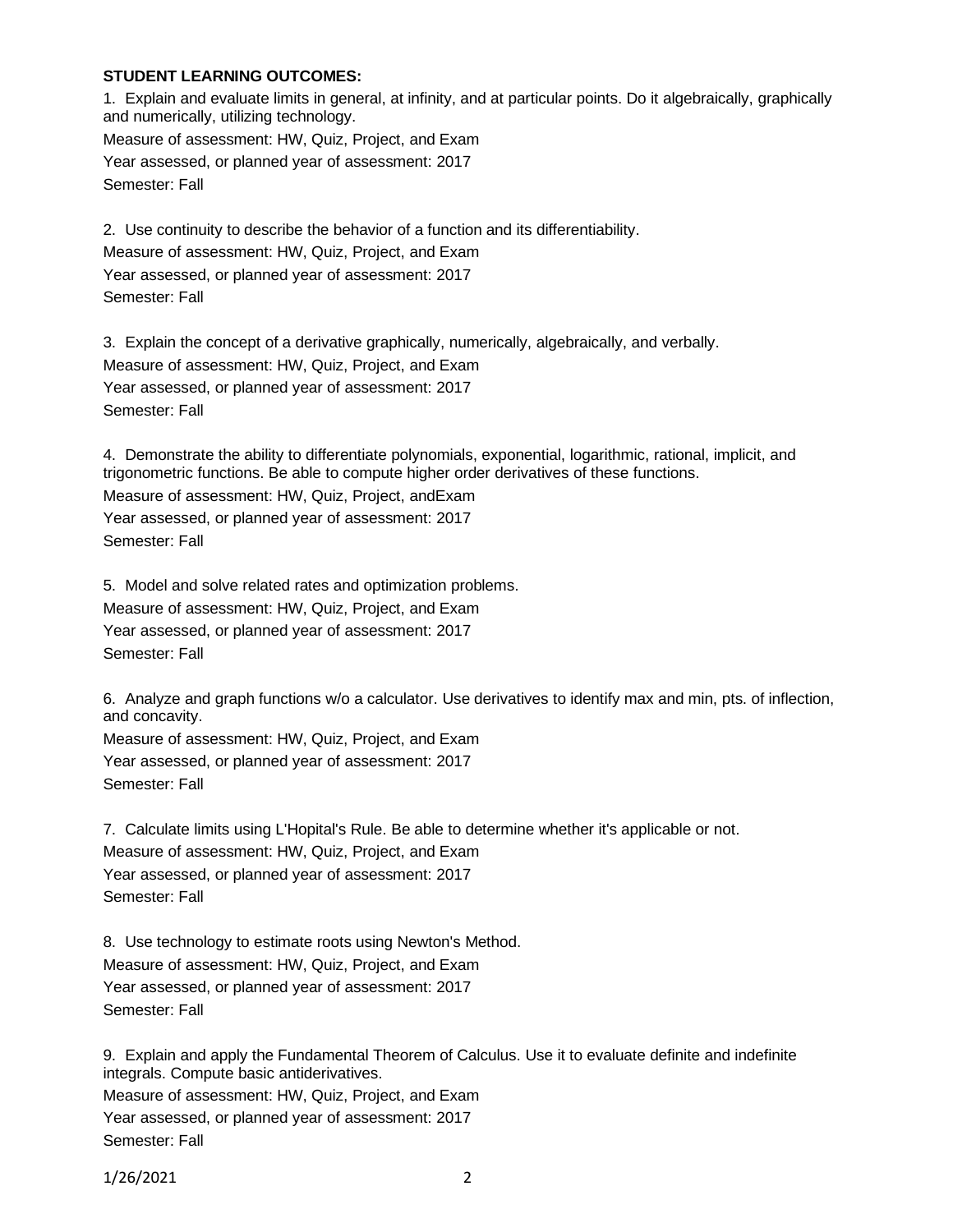**STUDENT LEARNING OUTCOMES:**

1. Explain and evaluate limits in general, at infinity, and at particular points. Do it algebraically, graphically and numerically, utilizing technology.
Measure of assessment: HW, Quiz, Project, and Exam
Year assessed, or planned year of assessment: 2017
Semester: Fall

2. Use continuity to describe the behavior of a function and its differentiability.
Measure of assessment: HW, Quiz, Project, and Exam
Year assessed, or planned year of assessment: 2017
Semester: Fall

3. Explain the concept of a derivative graphically, numerically, algebraically, and verbally.
Measure of assessment: HW, Quiz, Project, and Exam
Year assessed, or planned year of assessment: 2017
Semester: Fall

4. Demonstrate the ability to differentiate polynomials, exponential, logarithmic, rational, implicit, and trigonometric functions. Be able to compute higher order derivatives of these functions.
Measure of assessment: HW, Quiz, Project, andExam
Year assessed, or planned year of assessment: 2017
Semester: Fall

5. Model and solve related rates and optimization problems.
Measure of assessment: HW, Quiz, Project, and Exam
Year assessed, or planned year of assessment: 2017
Semester: Fall

6. Analyze and graph functions w/o a calculator. Use derivatives to identify max and min, pts. of inflection, and concavity.
Measure of assessment: HW, Quiz, Project, and Exam
Year assessed, or planned year of assessment: 2017
Semester: Fall

7. Calculate limits using L'Hopital's Rule. Be able to determine whether it's applicable or not.
Measure of assessment: HW, Quiz, Project, and Exam
Year assessed, or planned year of assessment: 2017
Semester: Fall

8. Use technology to estimate roots using Newton's Method.
Measure of assessment: HW, Quiz, Project, and Exam
Year assessed, or planned year of assessment: 2017
Semester: Fall

9. Explain and apply the Fundamental Theorem of Calculus. Use it to evaluate definite and indefinite integrals. Compute basic antiderivatives.
Measure of assessment: HW, Quiz, Project, and Exam
Year assessed, or planned year of assessment: 2017
Semester: Fall

1/26/2021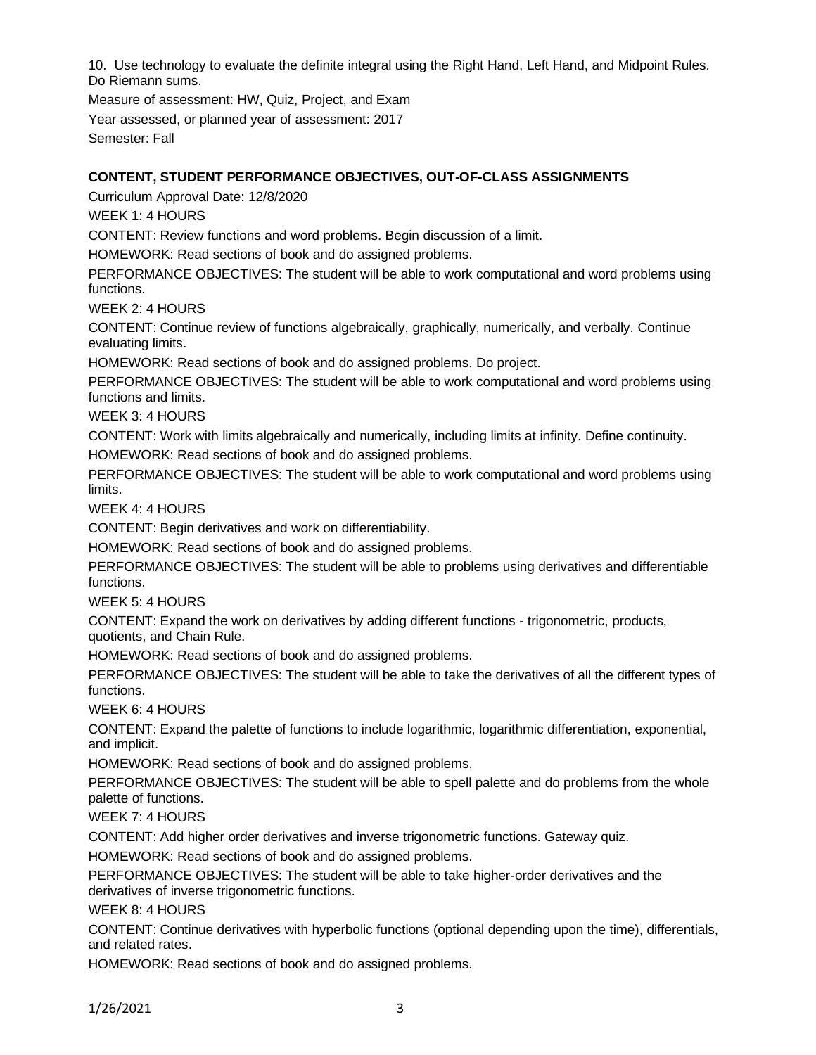10. Use technology to evaluate the definite integral using the Right Hand, Left Hand, and Midpoint Rules. Do Riemann sums.

Measure of assessment: HW, Quiz, Project, and Exam

Year assessed, or planned year of assessment: 2017

Semester: Fall

## CONTENT, STUDENT PERFORMANCE OBJECTIVES, OUT-OF-CLASS ASSIGNMENTS

Curriculum Approval Date: 12/8/2020

WEEK 1: 4 HOURS

CONTENT: Review functions and word problems. Begin discussion of a limit.

HOMEWORK: Read sections of book and do assigned problems.

PERFORMANCE OBJECTIVES: The student will be able to work computational and word problems using functions.

WEEK 2: 4 HOURS

CONTENT: Continue review of functions algebraically, graphically, numerically, and verbally. Continue evaluating limits.

HOMEWORK: Read sections of book and do assigned problems. Do project.

PERFORMANCE OBJECTIVES: The student will be able to work computational and word problems using functions and limits.

WEEK 3: 4 HOURS

CONTENT: Work with limits algebraically and numerically, including limits at infinity. Define continuity.

HOMEWORK: Read sections of book and do assigned problems.

PERFORMANCE OBJECTIVES: The student will be able to work computational and word problems using limits.

WEEK 4: 4 HOURS

CONTENT: Begin derivatives and work on differentiability.

HOMEWORK: Read sections of book and do assigned problems.

PERFORMANCE OBJECTIVES: The student will be able to problems using derivatives and differentiable functions.

WEEK 5: 4 HOURS

CONTENT: Expand the work on derivatives by adding different functions - trigonometric, products, quotients, and Chain Rule.

HOMEWORK: Read sections of book and do assigned problems.

PERFORMANCE OBJECTIVES: The student will be able to take the derivatives of all the different types of functions.

WEEK 6: 4 HOURS

CONTENT: Expand the palette of functions to include logarithmic, logarithmic differentiation, exponential, and implicit.

HOMEWORK: Read sections of book and do assigned problems.

PERFORMANCE OBJECTIVES: The student will be able to spell palette and do problems from the whole palette of functions.

WEEK 7: 4 HOURS

CONTENT: Add higher order derivatives and inverse trigonometric functions. Gateway quiz.

HOMEWORK: Read sections of book and do assigned problems.

PERFORMANCE OBJECTIVES: The student will be able to take higher-order derivatives and the derivatives of inverse trigonometric functions.

WEEK 8: 4 HOURS

CONTENT: Continue derivatives with hyperbolic functions (optional depending upon the time), differentials, and related rates.

HOMEWORK: Read sections of book and do assigned problems.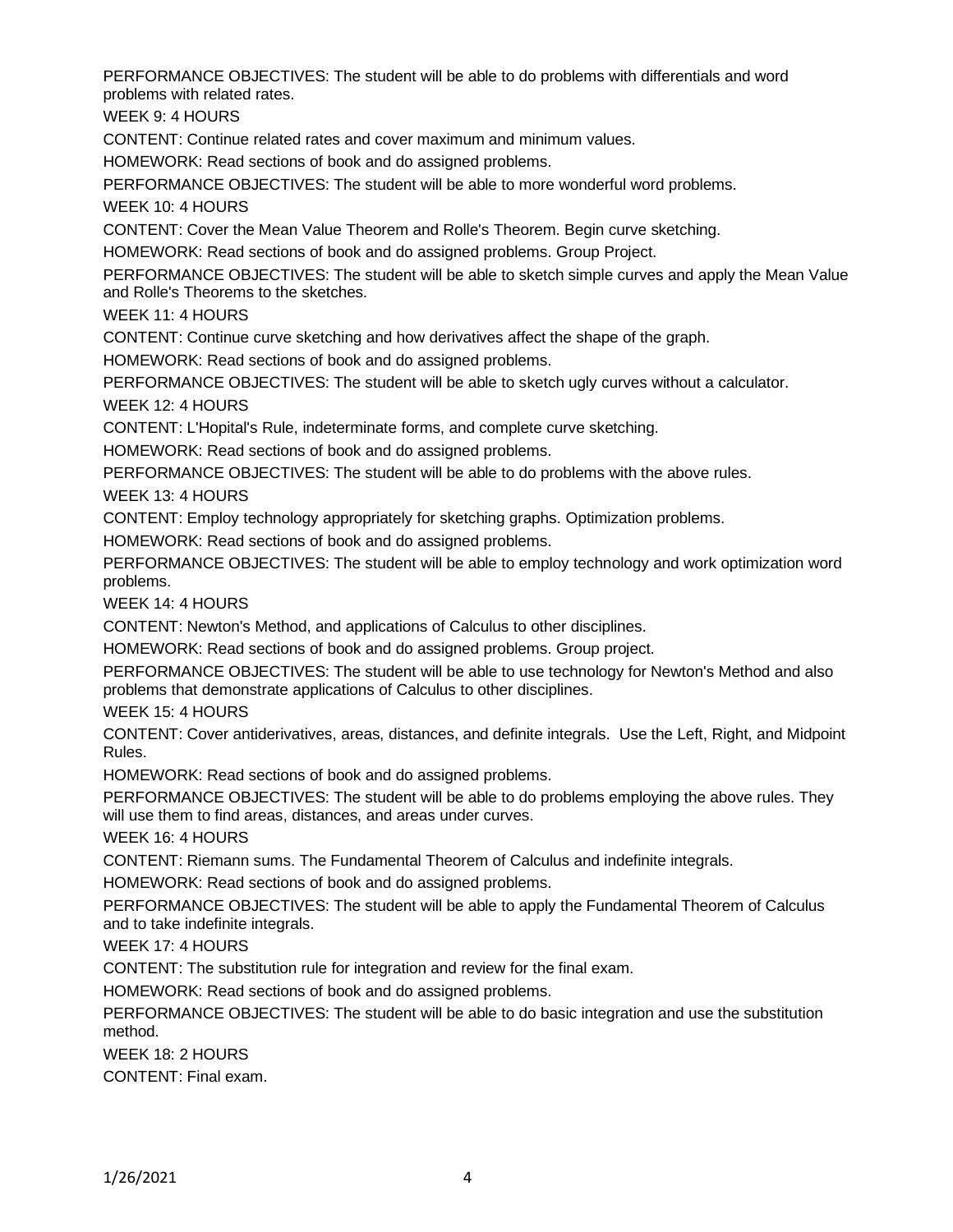PERFORMANCE OBJECTIVES: The student will be able to do problems with differentials and word problems with related rates.

WEEK 9: 4 HOURS

CONTENT: Continue related rates and cover maximum and minimum values.

HOMEWORK: Read sections of book and do assigned problems.

PERFORMANCE OBJECTIVES: The student will be able to more wonderful word problems.

WEEK 10: 4 HOURS

CONTENT: Cover the Mean Value Theorem and Rolle's Theorem. Begin curve sketching.

HOMEWORK: Read sections of book and do assigned problems. Group Project.

PERFORMANCE OBJECTIVES: The student will be able to sketch simple curves and apply the Mean Value and Rolle's Theorems to the sketches.

WEEK 11: 4 HOURS

CONTENT: Continue curve sketching and how derivatives affect the shape of the graph.

HOMEWORK: Read sections of book and do assigned problems.

PERFORMANCE OBJECTIVES: The student will be able to sketch ugly curves without a calculator.

WEEK 12: 4 HOURS

CONTENT: L'Hopital's Rule, indeterminate forms, and complete curve sketching.

HOMEWORK: Read sections of book and do assigned problems.

PERFORMANCE OBJECTIVES: The student will be able to do problems with the above rules.

WEEK 13: 4 HOURS

CONTENT: Employ technology appropriately for sketching graphs. Optimization problems.

HOMEWORK: Read sections of book and do assigned problems.

PERFORMANCE OBJECTIVES: The student will be able to employ technology and work optimization word problems.

WEEK 14: 4 HOURS

CONTENT: Newton's Method, and applications of Calculus to other disciplines.

HOMEWORK: Read sections of book and do assigned problems. Group project.

PERFORMANCE OBJECTIVES: The student will be able to use technology for Newton's Method and also problems that demonstrate applications of Calculus to other disciplines.

WEEK 15: 4 HOURS

CONTENT: Cover antiderivatives, areas, distances, and definite integrals. Use the Left, Right, and Midpoint Rules.

HOMEWORK: Read sections of book and do assigned problems.

PERFORMANCE OBJECTIVES: The student will be able to do problems employing the above rules. They will use them to find areas, distances, and areas under curves.

WEEK 16: 4 HOURS

CONTENT: Riemann sums. The Fundamental Theorem of Calculus and indefinite integrals.

HOMEWORK: Read sections of book and do assigned problems.

PERFORMANCE OBJECTIVES: The student will be able to apply the Fundamental Theorem of Calculus and to take indefinite integrals.

WEEK 17: 4 HOURS

CONTENT: The substitution rule for integration and review for the final exam.

HOMEWORK: Read sections of book and do assigned problems.

PERFORMANCE OBJECTIVES: The student will be able to do basic integration and use the substitution method.

WEEK 18: 2 HOURS

CONTENT: Final exam.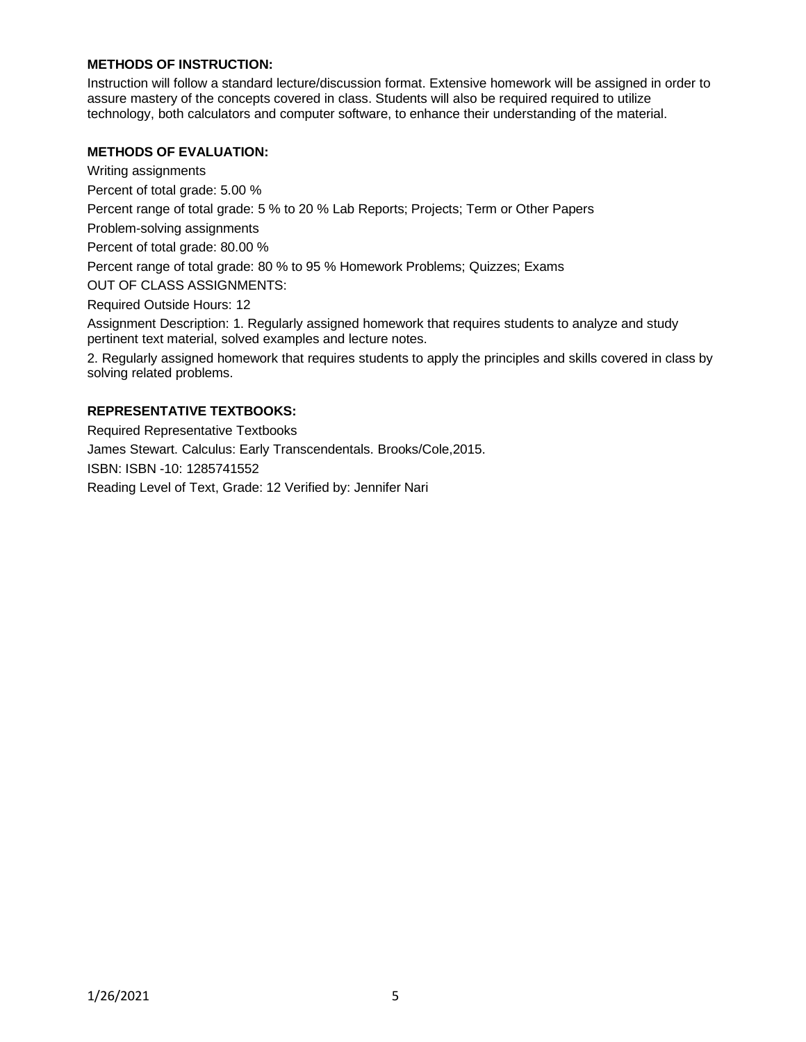**METHODS OF INSTRUCTION:**

Instruction will follow a standard lecture/discussion format. Extensive homework will be assigned in order to assure mastery of the concepts covered in class. Students will also be required required to utilize technology, both calculators and computer software, to enhance their understanding of the material.

**METHODS OF EVALUATION:**

Writing assignments

Percent of total grade: 5.00 %

Percent range of total grade: 5 % to 20 % Lab Reports; Projects; Term or Other Papers

Problem-solving assignments

Percent of total grade: 80.00 %

Percent range of total grade: 80 % to 95 % Homework Problems; Quizzes; Exams

OUT OF CLASS ASSIGNMENTS:

Required Outside Hours: 12

Assignment Description: 1. Regularly assigned homework that requires students to analyze and study pertinent text material, solved examples and lecture notes.

2. Regularly assigned homework that requires students to apply the principles and skills covered in class by solving related problems.

**REPRESENTATIVE TEXTBOOKS:**

Required Representative Textbooks

James Stewart. Calculus: Early Transcendentals. Brooks/Cole,2015.

ISBN: ISBN -10: 1285741552

Reading Level of Text, Grade: 12 Verified by: Jennifer Nari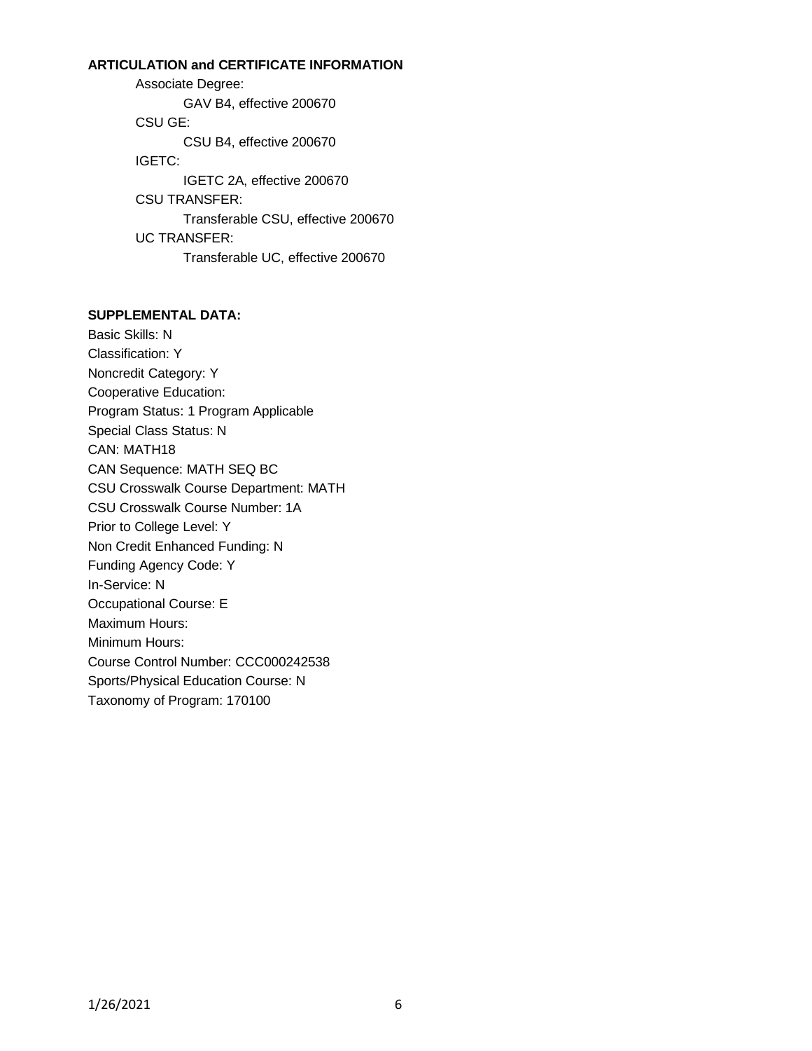**ARTICULATION and CERTIFICATE INFORMATION**

Associate Degree:

GAV B4, effective 200670

CSU GE:

CSU B4, effective 200670

IGETC:

IGETC 2A, effective 200670

CSU TRANSFER:

Transferable CSU, effective 200670

UC TRANSFER:

Transferable UC, effective 200670

**SUPPLEMENTAL DATA:**

Basic Skills: N
Classification: Y
Noncredit Category: Y
Cooperative Education:
Program Status: 1 Program Applicable
Special Class Status: N
CAN: MATH18
CAN Sequence: MATH SEQ BC
CSU Crosswalk Course Department: MATH
CSU Crosswalk Course Number: 1A
Prior to College Level: Y
Non Credit Enhanced Funding: N
Funding Agency Code: Y
In-Service: N
Occupational Course: E
Maximum Hours:
Minimum Hours:
Course Control Number: CCC000242538
Sports/Physical Education Course: N
Taxonomy of Program: 170100